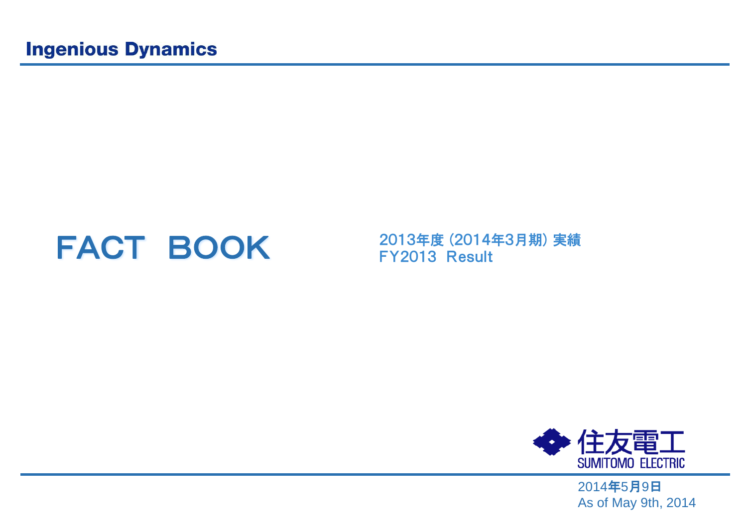Ingenious Dynamics

# FACT BOOK

2013年度 (2014年3月期) 実績
FY2013 Result

住友電工
SUMITOMO ELECTRIC

2014年5月9日
As of May 9th, 2014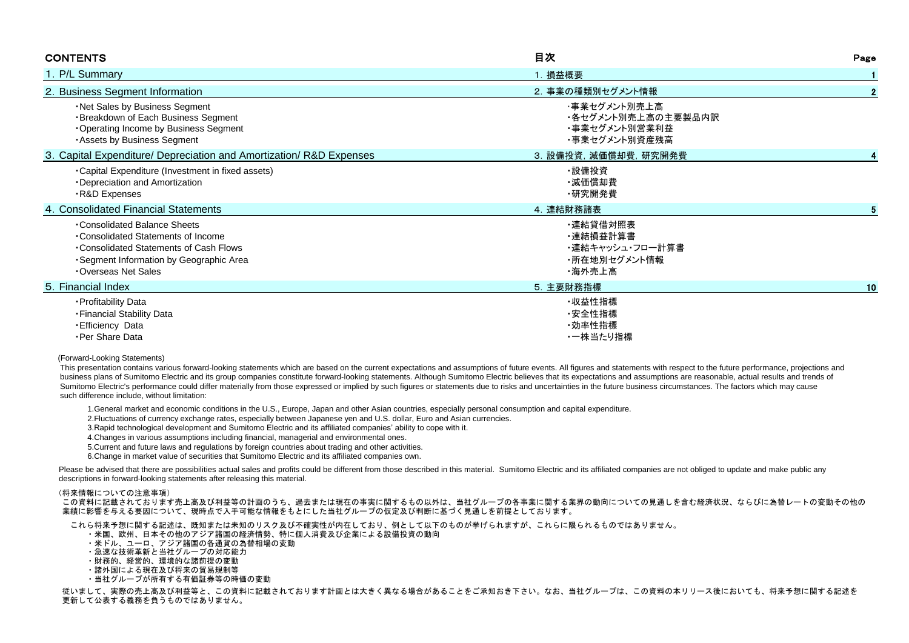## CONTENTS / 目次

| CONTENTS | 目次 | Page |
|---|---|---|
| 1. P/L Summary | 1. 損益概要 | 1 |
| 2. Business Segment Information | 2. 事業の種類別セグメント情報 | 2 |
| ・Net Sales by Business Segment | ・事業セグメント別売上高 | |
| ・Breakdown of Each Business Segment | ・各セグメント別売上高の主要製品内訳 | |
| ・Operating Income by Business Segment | ・事業セグメント別営業利益 | |
| ・Assets by Business Segment | ・事業セグメント別資産残高 | |
| 3. Capital Expenditure/ Depreciation and Amortization/ R&D Expenses | 3. 設備投資，減価償却費，研究開発費 | 4 |
| ・Capital Expenditure (Investment in fixed assets) | ・設備投資 | |
| ・Depreciation and Amortization | ・減価償却費 | |
| ・R&D Expenses | ・研究開発費 | |
| 4. Consolidated Financial Statements | 4. 連結財務諸表 | 5 |
| ・Consolidated Balance Sheets | ・連結貸借対照表 | |
| ・Consolidated Statements of Income | ・連結損益計算書 | |
| ・Consolidated Statements of Cash Flows | ・連結キャッシュ･フロー計算書 | |
| ・Segment Information by Geographic Area | ・所在地別セグメント情報 | |
| ・Overseas Net Sales | ・海外売上高 | |
| 5. Financial Index | 5. 主要財務指標 | 10 |
| ・Profitability Data | ・収益性指標 | |
| ・Financial Stability Data | ・安全性指標 | |
| ・Efficiency Data | ・効率性指標 | |
| ・Per Share Data | ・一株当たり指標 | |

(Forward-Looking Statements)

This presentation contains various forward-looking statements which are based on the current expectations and assumptions of future events. All figures and statements with respect to the future performance, projections and business plans of Sumitomo Electric and its group companies constitute forward-looking statements. Although Sumitomo Electric believes that its expectations and assumptions are reasonable, actual results and trends of Sumitomo Electric's performance could differ materially from those expressed or implied by such figures or statements due to risks and uncertainties in the future business circumstances. The factors which may cause such difference include, without limitation:

1.General market and economic conditions in the U.S., Europe, Japan and other Asian countries, especially personal consumption and capital expenditure.
2.Fluctuations of currency exchange rates, especially between Japanese yen and U.S. dollar, Euro and Asian currencies.
3.Rapid technological development and Sumitomo Electric and its affiliated companies' ability to cope with it.
4.Changes in various assumptions including financial, managerial and environmental ones.
5.Current and future laws and regulations by foreign countries about trading and other activities.
6.Change in market value of securities that Sumitomo Electric and its affiliated companies own.

Please be advised that there are possibilities actual sales and profits could be different from those described in this material. Sumitomo Electric and its affiliated companies are not obliged to update and make public any descriptions in forward-looking statements after releasing this material.

（将来情報についての注意事項）

この資料に記載されております売上高及び利益等の計画のうち、過去または現在の事実に関するもの以外は、当社グループの各事業に関する業界の動向についての見通しを含む経済状況、ならびに為替レートの変動その他の業績に影響を与える要因について、現時点で入手可能な情報をもとにした当社グループの仮定及び判断に基づく見通しを前提としております。

これら将来予想に関する記述は、既知または未知のリスク及び不確実性が内在しており、例として以下のものが挙げられますが、これらに限られるものではありません。

・米国、欧州、日本その他のアジア諸国の経済情勢、特に個人消費及び企業による設備投資の動向
・米ドル、ユーロ、アジア諸国の各通貨の為替相場の変動
・急速な技術革新と当社グループの対応能力
・財務的、経営的、環境的な諸前提の変動
・諸外国による現在及び将来の貿易規制等
・当社グループが所有する有価証券等の時価の変動

従いまして、実際の売上高及び利益等と、この資料に記載されております計画とは大きく異なる場合があることをご承知おき下さい。なお、当社グループは、この資料の本リリース後においても、将来予想に関する記述を更新して公表する義務を負うものではありません。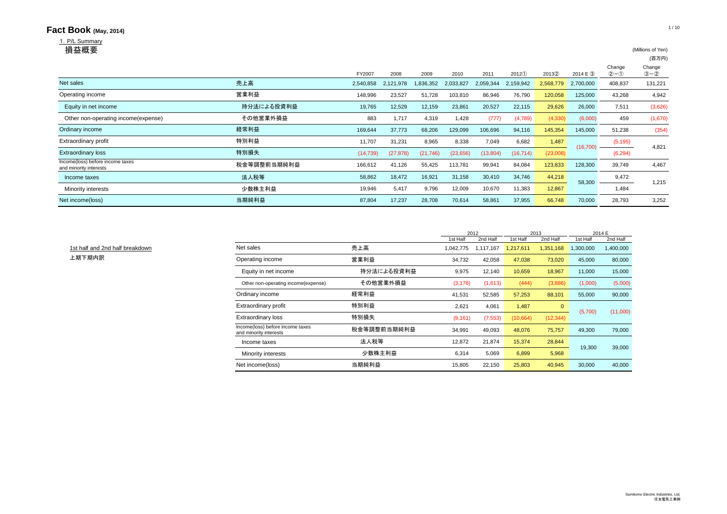# Fact Book (May, 2014)

## 1. P/L Summary
## 損益概要

(Millions of Yen)
(百万円)

| | | FY2007 | 2008 | 2009 | 2010 | 2011 | 2012① | 2013② | 2014 E ③ | Change ②−① | Change ③−② |
|---|---|---|---|---|---|---|---|---|---|---|---|
| Net sales | 売上高 | 2,540,858 | 2,121,978 | 1,836,352 | 2,033,827 | 2,059,344 | 2,159,942 | 2,568,779 | 2,700,000 | 408,837 | 131,221 |
| Operating income | 営業利益 | 148,996 | 23,527 | 51,728 | 103,810 | 86,946 | 76,790 | 120,058 | 125,000 | 43,268 | 4,942 |
| Equity in net income | 持分法による投資利益 | 19,765 | 12,529 | 12,159 | 23,861 | 20,527 | 22,115 | 29,626 | 26,000 | 7,511 | (3,626) |
| Other non-operating income(expense) | その他営業外損益 | 883 | 1,717 | 4,319 | 1,428 | (777) | (4,789) | (4,330) | (6,000) | 459 | (1,670) |
| Ordinary income | 経常利益 | 169,644 | 37,773 | 68,206 | 129,099 | 106,696 | 94,116 | 145,354 | 145,000 | 51,238 | (354) |
| Extraordinary profit | 特別利益 | 11,707 | 31,231 | 8,965 | 8,338 | 7,049 | 6,682 | 1,487 | (16,700) | (5,195) | 4,821 |
| Extraordinary loss | 特別損失 | (14,739) | (27,878) | (21,746) | (23,656) | (13,804) | (16,714) | (23,008) | | (6,294) | |
| Income(loss) before income taxes and minority interests | 税金等調整前当期純利益 | 166,612 | 41,126 | 55,425 | 113,781 | 99,941 | 84,084 | 123,833 | 128,300 | 39,749 | 4,467 |
| Income taxes | 法人税等 | 58,862 | 18,472 | 16,921 | 31,158 | 30,410 | 34,746 | 44,218 | 58,300 | 9,472 | 1,215 |
| Minority interests | 少数株主利益 | 19,946 | 5,417 | 9,796 | 12,009 | 10,670 | 11,383 | 12,867 | | 1,484 | |
| Net income(loss) | 当期純利益 | 87,804 | 17,237 | 28,708 | 70,614 | 58,861 | 37,955 | 66,748 | 70,000 | 28,793 | 3,252 |

1st half and 2nd half breakdown
上期下期内訳

| | | 2012 | | 2013 | | 2014 E | |
|---|---|---|---|---|---|---|---|
| | | 1st Half | 2nd Half | 1st Half | 2nd Half | 1st Half | 2nd Half |
| Net sales | 売上高 | 1,042,775 | 1,117,167 | 1,217,611 | 1,351,168 | 1,300,000 | 1,400,000 |
| Operating income | 営業利益 | 34,732 | 42,058 | 47,038 | 73,020 | 45,000 | 80,000 |
| Equity in net income | 持分法による投資利益 | 9,975 | 12,140 | 10,659 | 18,967 | 11,000 | 15,000 |
| Other non-operating income(expense) | その他営業外損益 | (3,176) | (1,613) | (444) | (3,886) | (1,000) | (5,000) |
| Ordinary income | 経常利益 | 41,531 | 52,585 | 57,253 | 88,101 | 55,000 | 90,000 |
| Extraordinary profit | 特別利益 | 2,621 | 4,061 | 1,487 | 0 | (5,700) | (11,000) |
| Extraordinary loss | 特別損失 | (9,161) | (7,553) | (10,664) | (12,344) | | |
| Income(loss) before income taxes and minority interests | 税金等調整前当期純利益 | 34,991 | 49,093 | 48,076 | 75,757 | 49,300 | 79,000 |
| Income taxes | 法人税等 | 12,872 | 21,874 | 15,374 | 28,844 | 19,300 | 39,000 |
| Minority interests | 少数株主利益 | 6,314 | 5,069 | 6,899 | 5,968 | | |
| Net income(loss) | 当期純利益 | 15,805 | 22,150 | 25,803 | 40,945 | 30,000 | 40,000 |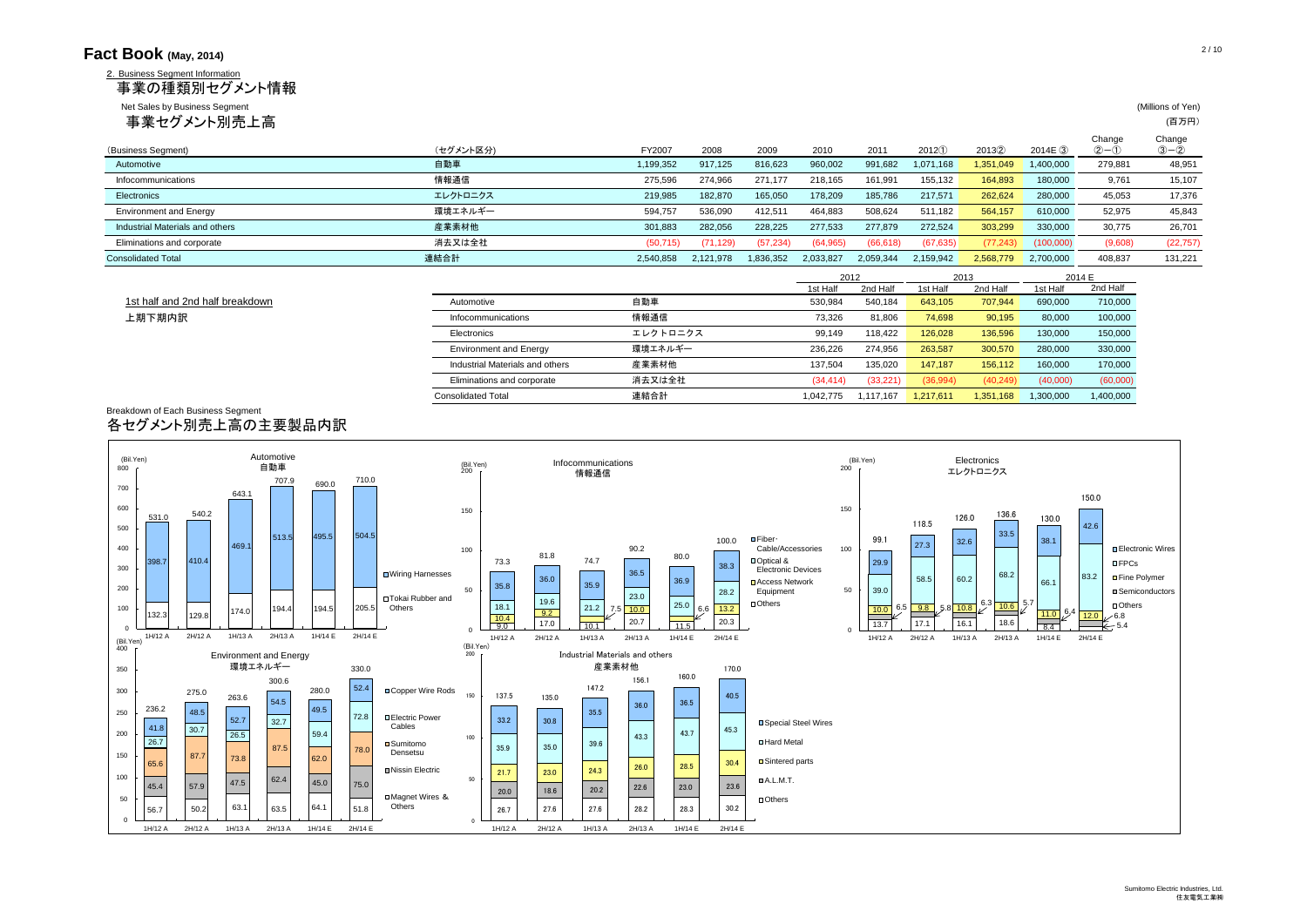# Fact Book (May, 2014)

## 2. Business Segment Information
## 事業の種類別セグメント情報

### Net Sales by Business Segment
### 事業セグメント別売上高

(Millions of Yen)
(百万円)

| (Business Segment) | (セグメント区分) | FY2007 | 2008 | 2009 | 2010 | 2011 | 2012① | 2013② | 2014E ③ | Change ②−① | Change ③−② |
|---|---|---|---|---|---|---|---|---|---|---|---|
| Automotive | 自動車 | 1,199,352 | 917,125 | 816,623 | 960,002 | 991,682 | 1,071,168 | 1,351,049 | 1,400,000 | 279,881 | 48,951 |
| Infocommunications | 情報通信 | 275,596 | 274,966 | 271,177 | 218,165 | 161,991 | 155,132 | 164,893 | 180,000 | 9,761 | 15,107 |
| Electronics | エレクトロニクス | 219,985 | 182,870 | 165,050 | 178,209 | 185,786 | 217,571 | 262,624 | 280,000 | 45,053 | 17,376 |
| Environment and Energy | 環境エネルギー | 594,757 | 536,090 | 412,511 | 464,883 | 508,624 | 511,182 | 564,157 | 610,000 | 52,975 | 45,843 |
| Industrial Materials and others | 産業素材他 | 301,883 | 282,056 | 228,225 | 277,533 | 277,879 | 272,524 | 303,299 | 330,000 | 30,775 | 26,701 |
| Eliminations and corporate | 消去又は全社 | (50,715) | (71,129) | (57,234) | (64,965) | (66,618) | (67,635) | (77,243) | (100,000) | (9,608) | (22,757) |
| Consolidated Total | 連結合計 | 2,540,858 | 2,121,978 | 1,836,352 | 2,033,827 | 2,059,344 | 2,159,942 | 2,568,779 | 2,700,000 | 408,837 | 131,221 |

### 1st half and 2nd half breakdown
### 上期下期内訳

| | | 2012 | | 2013 | | 2014 E | |
|---|---|---|---|---|---|---|---|
| | | 1st Half | 2nd Half | 1st Half | 2nd Half | 1st Half | 2nd Half |
| Automotive | 自動車 | 530,984 | 540,184 | 643,105 | 707,944 | 690,000 | 710,000 |
| Infocommunications | 情報通信 | 73,326 | 81,806 | 74,698 | 90,195 | 80,000 | 100,000 |
| Electronics | エレクトロニクス | 99,149 | 118,422 | 126,028 | 136,596 | 130,000 | 150,000 |
| Environment and Energy | 環境エネルギー | 236,226 | 274,956 | 263,587 | 300,570 | 280,000 | 330,000 |
| Industrial Materials and others | 産業素材他 | 137,504 | 135,020 | 147,187 | 156,112 | 160,000 | 170,000 |
| Eliminations and corporate | 消去又は全社 | (34,414) | (33,221) | (36,994) | (40,249) | (40,000) | (60,000) |
| Consolidated Total | 連結合計 | 1,042,775 | 1,117,167 | 1,217,611 | 1,351,168 | 1,300,000 | 1,400,000 |

### Breakdown of Each Business Segment
### 各セグメント別売上高の主要製品内訳

**Automotive 自動車** (Bil.Yen)

| | 1H/12 A | 2H/12 A | 1H/13 A | 2H/13 A | 1H/14 E | 2H/14 E |
|---|---|---|---|---|---|---|
| Wiring Harnesses | 398.7 | 410.4 | 469.1 | 513.5 | 495.5 | 504.5 |
| Tokai Rubber and Others | 132.3 | 129.8 | 174.0 | 194.4 | 194.5 | 205.5 |
| Total | 531.0 | 540.2 | 643.1 | 707.9 | 690.0 | 710.0 |

**Infocommunications 情報通信** (Bil.Yen)

| | 1H/12 A | 2H/12 A | 1H/13 A | 2H/13 A | 1H/14 E | 2H/14 E |
|---|---|---|---|---|---|---|
| Fiber・Cable/Accessories | 35.8 | 36.0 | 35.9 | 36.5 | 36.9 | 38.3 |
| Optical & Electronic Devices | 18.1 | 19.6 | 21.2 | 23.0 | 25.0 | 28.2 |
| Access Network Equipment | 10.4 | 9.2 | 7.5 | 10.0 | 6.6 | 13.2 |
| Others | 9.0 | 17.0 | 10.1 | 20.7 | 11.5 | 20.3 |
| Total | 73.3 | 81.8 | 74.7 | 90.2 | 80.0 | 100.0 |

**Electronics エレクトロニクス** (Bil.Yen)

| | 1H/12 A | 2H/12 A | 1H/13 A | 2H/13 A | 1H/14 E | 2H/14 E |
|---|---|---|---|---|---|---|
| Electronic Wires | 29.9 | 27.3 | 32.6 | 33.5 | 38.1 | 42.6 |
| FPCs | 39.0 | 58.5 | 60.2 | 68.2 | 66.1 | 83.2 |
| Fine Polymer | 10.0 | 9.8 | 10.8 | 10.6 | 11.0 | 12.0 |
| Semiconductors | 6.5 | 5.8 | 6.3 | 5.7 | 6.4 | 6.8 |
| Others | 13.7 | 17.1 | 16.1 | 18.6 | 8.4 | 5.4 |
| Total | 99.1 | 118.5 | 126.0 | 136.6 | 130.0 | 150.0 |

**Environment and Energy 環境エネルギー** (Bil.Yen)

| | 1H/12 A | 2H/12 A | 1H/13 A | 2H/13 A | 1H/14 E | 2H/14 E |
|---|---|---|---|---|---|---|
| Copper Wire Rods | 41.8 | 48.5 | 52.7 | 54.5 | 49.5 | 52.4 |
| Electric Power Cables | 26.7 | 30.7 | 26.5 | 32.7 | 59.4 | 72.8 |
| Sumitomo Densetsu | 65.6 | 87.7 | 73.8 | 87.5 | 62.0 | 78.0 |
| Nissin Electric | 45.4 | 57.9 | 47.5 | 62.4 | 45.0 | 75.0 |
| Magnet Wires & Others | 56.7 | 50.2 | 63.1 | 63.5 | 64.1 | 51.8 |
| Total | 236.2 | 275.0 | 263.6 | 300.6 | 280.0 | 330.0 |

**Industrial Materials and others 産業素材他** (Bil.Yen)

| | 1H/12 A | 2H/12 A | 1H/13 A | 2H/13 A | 1H/14 E | 2H/14 E |
|---|---|---|---|---|---|---|
| Special Steel Wires | 33.2 | 30.8 | 35.5 | 36.0 | 36.5 | 40.5 |
| Hard Metal | 35.9 | 35.0 | 39.6 | 43.3 | 43.7 | 45.3 |
| Sintered parts | 21.7 | 23.0 | 24.3 | 26.0 | 28.5 | 30.4 |
| A.L.M.T. | 20.0 | 18.6 | 20.2 | 22.6 | 23.0 | 23.6 |
| Others | 26.7 | 27.6 | 27.6 | 28.2 | 28.3 | 30.2 |
| Total | 137.5 | 135.0 | 147.2 | 156.1 | 160.0 | 170.0 |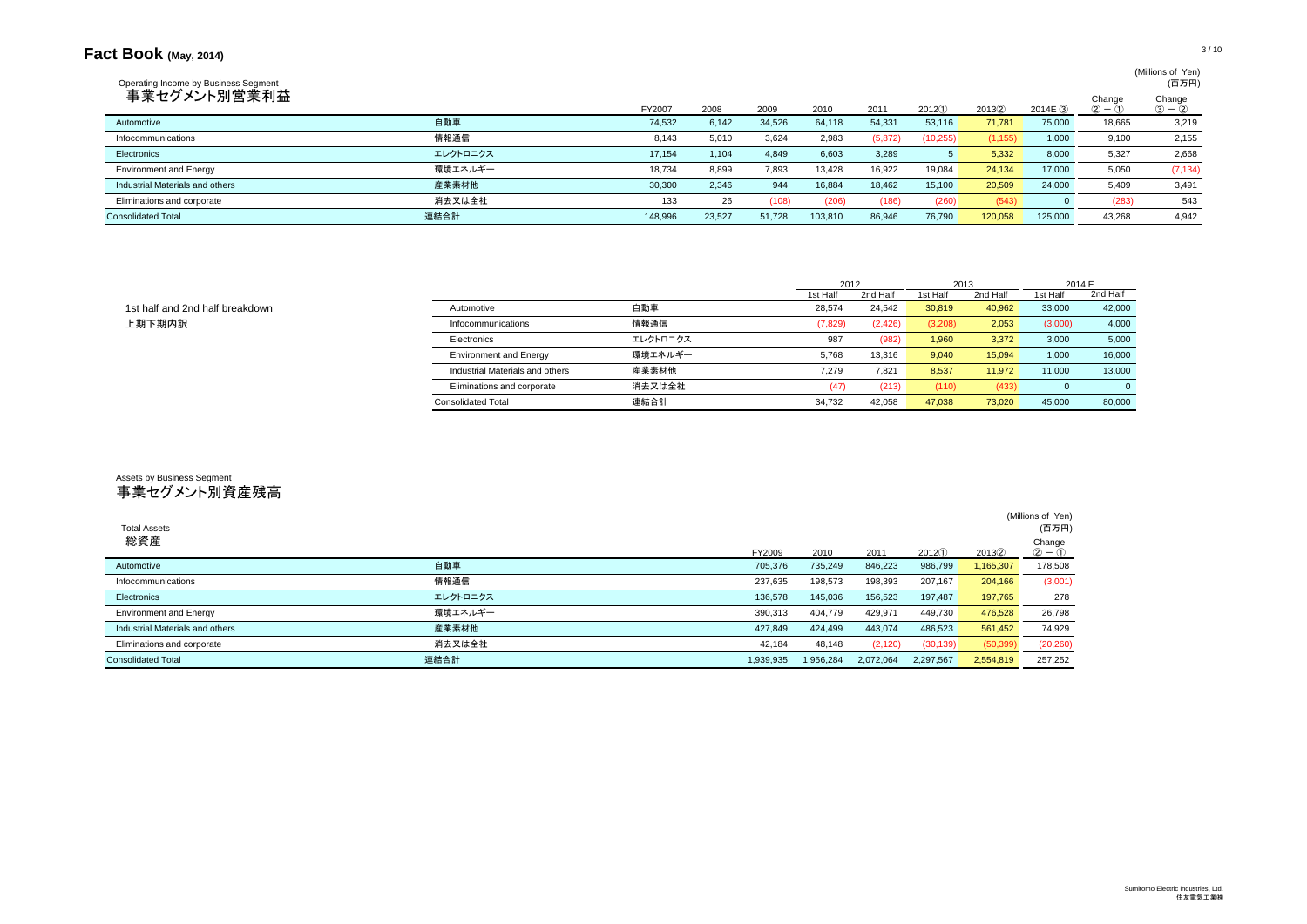# Fact Book (May, 2014)

## Operating Income by Business Segment
## 事業セグメント別営業利益

(Millions of Yen)
(百万円)

| | | FY2007 | 2008 | 2009 | 2010 | 2011 | 2012① | 2013② | 2014E ③ | Change ②－① | Change ③－② |
|---|---|---|---|---|---|---|---|---|---|---|---|
| Automotive | 自動車 | 74,532 | 6,142 | 34,526 | 64,118 | 54,331 | 53,116 | 71,781 | 75,000 | 18,665 | 3,219 |
| Infocommunications | 情報通信 | 8,143 | 5,010 | 3,624 | 2,983 | (5,872) | (10,255) | (1,155) | 1,000 | 9,100 | 2,155 |
| Electronics | エレクトロニクス | 17,154 | 1,104 | 4,849 | 6,603 | 3,289 | 5 | 5,332 | 8,000 | 5,327 | 2,668 |
| Environment and Energy | 環境エネルギー | 18,734 | 8,899 | 7,893 | 13,428 | 16,922 | 19,084 | 24,134 | 17,000 | 5,050 | (7,134) |
| Industrial Materials and others | 産業素材他 | 30,300 | 2,346 | 944 | 16,884 | 18,462 | 15,100 | 20,509 | 24,000 | 5,409 | 3,491 |
| Eliminations and corporate | 消去又は全社 | 133 | 26 | (108) | (206) | (186) | (260) | (543) | 0 | (283) | 543 |
| Consolidated Total | 連結合計 | 148,996 | 23,527 | 51,728 | 103,810 | 86,946 | 76,790 | 120,058 | 125,000 | 43,268 | 4,942 |

### 1st half and 2nd half breakdown
### 上期下期内訳

| | | 2012 | | 2013 | | 2014 E | |
|---|---|---|---|---|---|---|---|
| | | 1st Half | 2nd Half | 1st Half | 2nd Half | 1st Half | 2nd Half |
| Automotive | 自動車 | 28,574 | 24,542 | 30,819 | 40,962 | 33,000 | 42,000 |
| Infocommunications | 情報通信 | (7,829) | (2,426) | (3,208) | 2,053 | (3,000) | 4,000 |
| Electronics | エレクトロニクス | 987 | (982) | 1,960 | 3,372 | 3,000 | 5,000 |
| Environment and Energy | 環境エネルギー | 5,768 | 13,316 | 9,040 | 15,094 | 1,000 | 16,000 |
| Industrial Materials and others | 産業素材他 | 7,279 | 7,821 | 8,537 | 11,972 | 11,000 | 13,000 |
| Eliminations and corporate | 消去又は全社 | (47) | (213) | (110) | (433) | 0 | 0 |
| Consolidated Total | 連結合計 | 34,732 | 42,058 | 47,038 | 73,020 | 45,000 | 80,000 |

## Assets by Business Segment
## 事業セグメント別資産残高

### Total Assets
### 総資産

(Millions of Yen)
(百万円)

| | | FY2009 | 2010 | 2011 | 2012① | 2013② | Change ②－① |
|---|---|---|---|---|---|---|---|
| Automotive | 自動車 | 705,376 | 735,249 | 846,223 | 986,799 | 1,165,307 | 178,508 |
| Infocommunications | 情報通信 | 237,635 | 198,573 | 198,393 | 207,167 | 204,166 | (3,001) |
| Electronics | エレクトロニクス | 136,578 | 145,036 | 156,523 | 197,487 | 197,765 | 278 |
| Environment and Energy | 環境エネルギー | 390,313 | 404,779 | 429,971 | 449,730 | 476,528 | 26,798 |
| Industrial Materials and others | 産業素材他 | 427,849 | 424,499 | 443,074 | 486,523 | 561,452 | 74,929 |
| Eliminations and corporate | 消去又は全社 | 42,184 | 48,148 | (2,120) | (30,139) | (50,399) | (20,260) |
| Consolidated Total | 連結合計 | 1,939,935 | 1,956,284 | 2,072,064 | 2,297,567 | 2,554,819 | 257,252 |

Sumitomo Electric Industries, Ltd.
住友電気工業㈱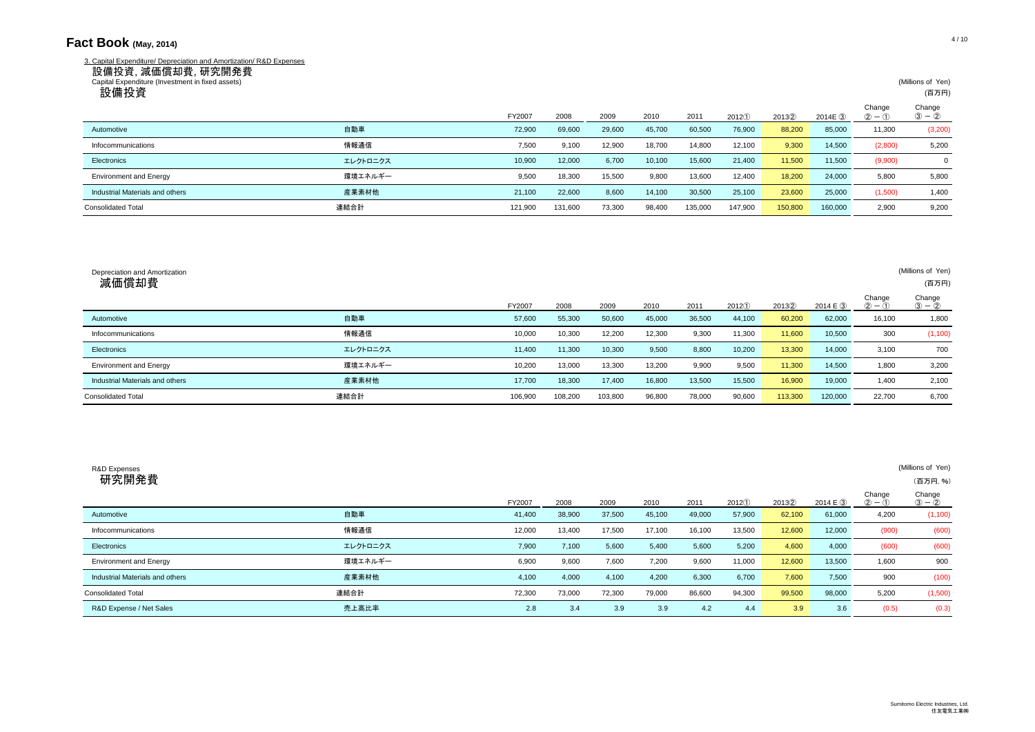# Fact Book (May, 2014)

3. Capital Expenditure/ Depreciation and Amortization/ R&D Expenses

## 設備投資, 減価償却費, 研究開発費

Capital Expenditure (Investment in fixed assets)

### 設備投資

(Millions of Yen)
(百万円)

| | | FY2007 | 2008 | 2009 | 2010 | 2011 | 2012① | 2013② | 2014E ③ | Change ②－① | Change ③－② |
|---|---|---|---|---|---|---|---|---|---|---|---|
| Automotive | 自動車 | 72,900 | 69,600 | 29,600 | 45,700 | 60,500 | 76,900 | 88,200 | 85,000 | 11,300 | (3,200) |
| Infocommunications | 情報通信 | 7,500 | 9,100 | 12,900 | 18,700 | 14,800 | 12,100 | 9,300 | 14,500 | (2,800) | 5,200 |
| Electronics | エレクトロニクス | 10,900 | 12,000 | 6,700 | 10,100 | 15,600 | 21,400 | 11,500 | 11,500 | (9,900) | 0 |
| Environment and Energy | 環境エネルギー | 9,500 | 18,300 | 15,500 | 9,800 | 13,600 | 12,400 | 18,200 | 24,000 | 5,800 | 5,800 |
| Industrial Materials and others | 産業素材他 | 21,100 | 22,600 | 8,600 | 14,100 | 30,500 | 25,100 | 23,600 | 25,000 | (1,500) | 1,400 |
| Consolidated Total | 連結合計 | 121,900 | 131,600 | 73,300 | 98,400 | 135,000 | 147,900 | 150,800 | 160,000 | 2,900 | 9,200 |

Depreciation and Amortization

### 減価償却費

(Millions of Yen)
(百万円)

| | | FY2007 | 2008 | 2009 | 2010 | 2011 | 2012① | 2013② | 2014 E ③ | Change ②－① | Change ③－② |
|---|---|---|---|---|---|---|---|---|---|---|---|
| Automotive | 自動車 | 57,600 | 55,300 | 50,600 | 45,000 | 36,500 | 44,100 | 60,200 | 62,000 | 16,100 | 1,800 |
| Infocommunications | 情報通信 | 10,000 | 10,300 | 12,200 | 12,300 | 9,300 | 11,300 | 11,600 | 10,500 | 300 | (1,100) |
| Electronics | エレクトロニクス | 11,400 | 11,300 | 10,300 | 9,500 | 8,800 | 10,200 | 13,300 | 14,000 | 3,100 | 700 |
| Environment and Energy | 環境エネルギー | 10,200 | 13,000 | 13,300 | 13,200 | 9,900 | 9,500 | 11,300 | 14,500 | 1,800 | 3,200 |
| Industrial Materials and others | 産業素材他 | 17,700 | 18,300 | 17,400 | 16,800 | 13,500 | 15,500 | 16,900 | 19,000 | 1,400 | 2,100 |
| Consolidated Total | 連結合計 | 106,900 | 108,200 | 103,800 | 96,800 | 78,000 | 90,600 | 113,300 | 120,000 | 22,700 | 6,700 |

R&D Expenses

### 研究開発費

(Millions of Yen)
(百万円, %)

| | | FY2007 | 2008 | 2009 | 2010 | 2011 | 2012① | 2013② | 2014 E ③ | Change ②－① | Change ③－② |
|---|---|---|---|---|---|---|---|---|---|---|---|
| Automotive | 自動車 | 41,400 | 38,900 | 37,500 | 45,100 | 49,000 | 57,900 | 62,100 | 61,000 | 4,200 | (1,100) |
| Infocommunications | 情報通信 | 12,000 | 13,400 | 17,500 | 17,100 | 16,100 | 13,500 | 12,600 | 12,000 | (900) | (600) |
| Electronics | エレクトロニクス | 7,900 | 7,100 | 5,600 | 5,400 | 5,600 | 5,200 | 4,600 | 4,000 | (600) | (600) |
| Environment and Energy | 環境エネルギー | 6,900 | 9,600 | 7,600 | 7,200 | 9,600 | 11,000 | 12,600 | 13,500 | 1,600 | 900 |
| Industrial Materials and others | 産業素材他 | 4,100 | 4,000 | 4,100 | 4,200 | 6,300 | 6,700 | 7,600 | 7,500 | 900 | (100) |
| Consolidated Total | 連結合計 | 72,300 | 73,000 | 72,300 | 79,000 | 86,600 | 94,300 | 99,500 | 98,000 | 5,200 | (1,500) |
| R&D Expense / Net Sales | 売上高比率 | 2.8 | 3.4 | 3.9 | 3.9 | 4.2 | 4.4 | 3.9 | 3.6 | (0.5) | (0.3) |

Sumitomo Electric Industries, Ltd.
住友電気工業㈱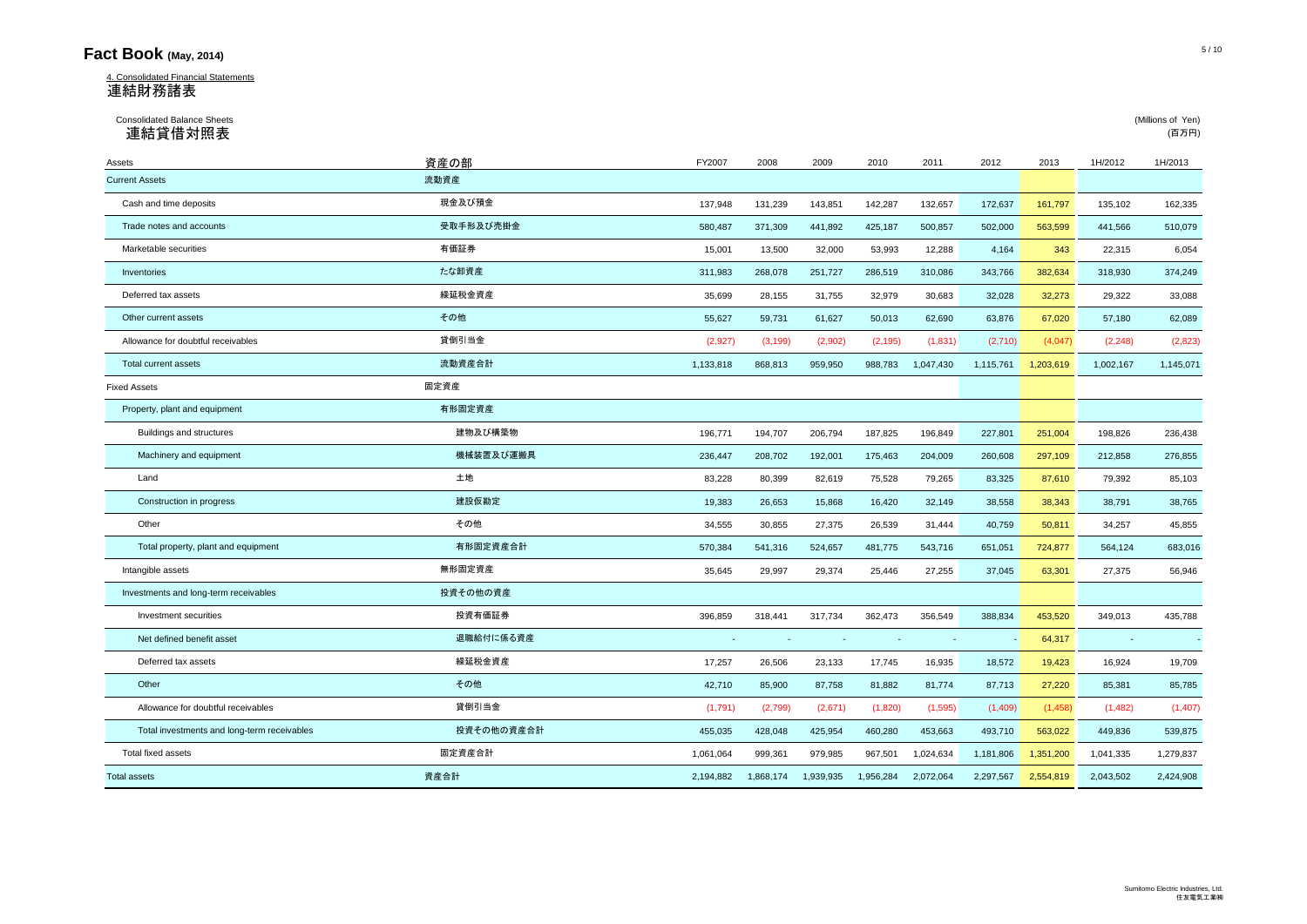# Fact Book (May, 2014)

4. Consolidated Financial Statements

## 連結財務諸表

Consolidated Balance Sheets

### 連結貸借対照表

(Millions of Yen)
(百万円)

| Assets | 資産の部 | FY2007 | 2008 | 2009 | 2010 | 2011 | 2012 | 2013 | 1H/2012 | 1H/2013 |
|---|---|---|---|---|---|---|---|---|---|---|
| Current Assets | 流動資産 | | | | | | | | | |
| Cash and time deposits | 現金及び預金 | 137,948 | 131,239 | 143,851 | 142,287 | 132,657 | 172,637 | 161,797 | 135,102 | 162,335 |
| Trade notes and accounts | 受取手形及び売掛金 | 580,487 | 371,309 | 441,892 | 425,187 | 500,857 | 502,000 | 563,599 | 441,566 | 510,079 |
| Marketable securities | 有価証券 | 15,001 | 13,500 | 32,000 | 53,993 | 12,288 | 4,164 | 343 | 22,315 | 6,054 |
| Inventories | たな卸資産 | 311,983 | 268,078 | 251,727 | 286,519 | 310,086 | 343,766 | 382,634 | 318,930 | 374,249 |
| Deferred tax assets | 繰延税金資産 | 35,699 | 28,155 | 31,755 | 32,979 | 30,683 | 32,028 | 32,273 | 29,322 | 33,088 |
| Other current assets | その他 | 55,627 | 59,731 | 61,627 | 50,013 | 62,690 | 63,876 | 67,020 | 57,180 | 62,089 |
| Allowance for doubtful receivables | 貸倒引当金 | (2,927) | (3,199) | (2,902) | (2,195) | (1,831) | (2,710) | (4,047) | (2,248) | (2,823) |
| Total current assets | 流動資産合計 | 1,133,818 | 868,813 | 959,950 | 988,783 | 1,047,430 | 1,115,761 | 1,203,619 | 1,002,167 | 1,145,071 |
| Fixed Assets | 固定資産 | | | | | | | | | |
| Property, plant and equipment | 有形固定資産 | | | | | | | | | |
| Buildings and structures | 建物及び構築物 | 196,771 | 194,707 | 206,794 | 187,825 | 196,849 | 227,801 | 251,004 | 198,826 | 236,438 |
| Machinery and equipment | 機械装置及び運搬具 | 236,447 | 208,702 | 192,001 | 175,463 | 204,009 | 260,608 | 297,109 | 212,858 | 276,855 |
| Land | 土地 | 83,228 | 80,399 | 82,619 | 75,528 | 79,265 | 83,325 | 87,610 | 79,392 | 85,103 |
| Construction in progress | 建設仮勘定 | 19,383 | 26,653 | 15,868 | 16,420 | 32,149 | 38,558 | 38,343 | 38,791 | 38,765 |
| Other | その他 | 34,555 | 30,855 | 27,375 | 26,539 | 31,444 | 40,759 | 50,811 | 34,257 | 45,855 |
| Total property, plant and equipment | 有形固定資産合計 | 570,384 | 541,316 | 524,657 | 481,775 | 543,716 | 651,051 | 724,877 | 564,124 | 683,016 |
| Intangible assets | 無形固定資産 | 35,645 | 29,997 | 29,374 | 25,446 | 27,255 | 37,045 | 63,301 | 27,375 | 56,946 |
| Investments and long-term receivables | 投資その他の資産 | | | | | | | | | |
| Investment securities | 投資有価証券 | 396,859 | 318,441 | 317,734 | 362,473 | 356,549 | 388,834 | 453,520 | 349,013 | 435,788 |
| Net defined benefit asset | 退職給付に係る資産 | - | - | - | - | - | - | 64,317 | - | - |
| Deferred tax assets | 繰延税金資産 | 17,257 | 26,506 | 23,133 | 17,745 | 16,935 | 18,572 | 19,423 | 16,924 | 19,709 |
| Other | その他 | 42,710 | 85,900 | 87,758 | 81,882 | 81,774 | 87,713 | 27,220 | 85,381 | 85,785 |
| Allowance for doubtful receivables | 貸倒引当金 | (1,791) | (2,799) | (2,671) | (1,820) | (1,595) | (1,409) | (1,458) | (1,482) | (1,407) |
| Total investments and long-term receivables | 投資その他の資産合計 | 455,035 | 428,048 | 425,954 | 460,280 | 453,663 | 493,710 | 563,022 | 449,836 | 539,875 |
| Total fixed assets | 固定資産合計 | 1,061,064 | 999,361 | 979,985 | 967,501 | 1,024,634 | 1,181,806 | 1,351,200 | 1,041,335 | 1,279,837 |
| Total assets | 資産合計 | 2,194,882 | 1,868,174 | 1,939,935 | 1,956,284 | 2,072,064 | 2,297,567 | 2,554,819 | 2,043,502 | 2,424,908 |

Sumitomo Electric Industries, Ltd.
住友電気工業㈱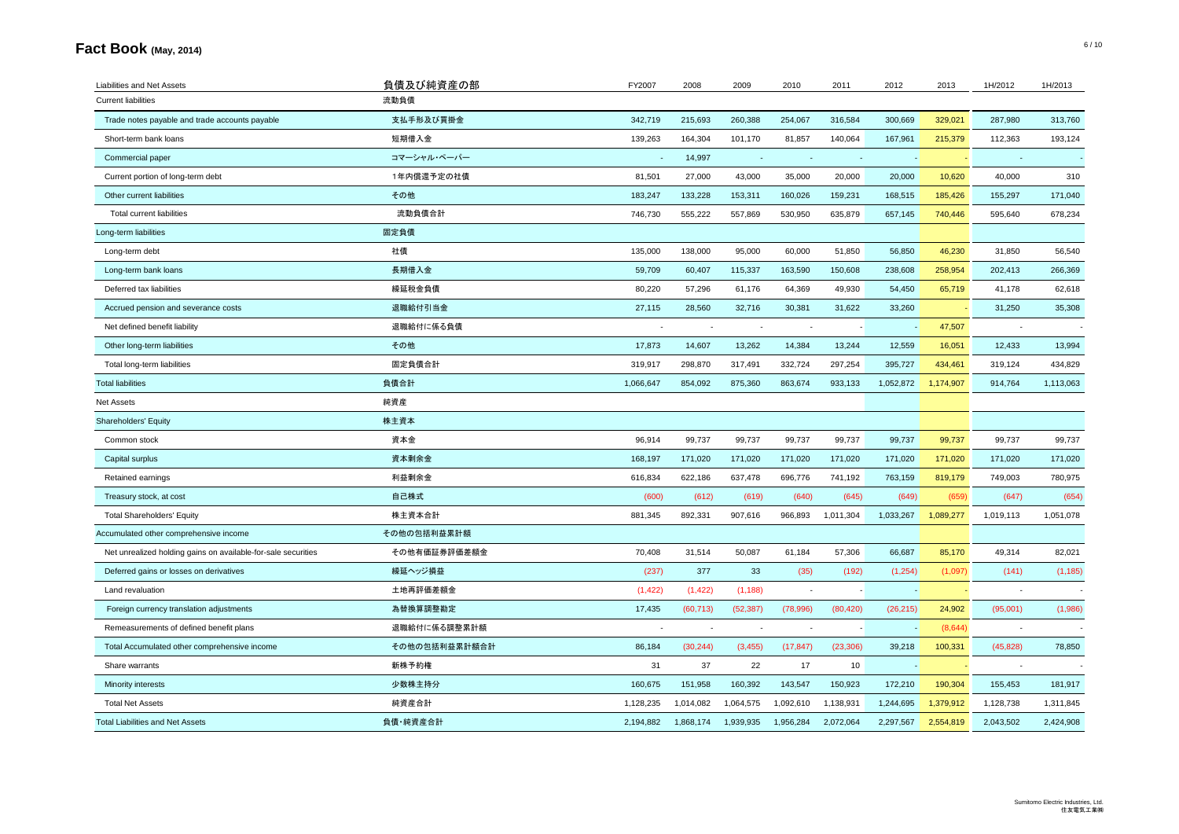# Fact Book (May, 2014)

| Liabilities and Net Assets | 負債及び純資産の部 | FY2007 | 2008 | 2009 | 2010 | 2011 | 2012 | 2013 | 1H/2012 | 1H/2013 |
|---|---|---|---|---|---|---|---|---|---|---|
| Current liabilities | 流動負債 | | | | | | | | | |
| Trade notes payable and trade accounts payable | 支払手形及び買掛金 | 342,719 | 215,693 | 260,388 | 254,067 | 316,584 | 300,669 | 329,021 | 287,980 | 313,760 |
| Short-term bank loans | 短期借入金 | 139,263 | 164,304 | 101,170 | 81,857 | 140,064 | 167,961 | 215,379 | 112,363 | 193,124 |
| Commercial paper | コマーシャル・ペーパー | - | 14,997 | - | - | - | - | - | - | - |
| Current portion of long-term debt | 1年内償還予定の社債 | 81,501 | 27,000 | 43,000 | 35,000 | 20,000 | 20,000 | 10,620 | 40,000 | 310 |
| Other current liabilities | その他 | 183,247 | 133,228 | 153,311 | 160,026 | 159,231 | 168,515 | 185,426 | 155,297 | 171,040 |
| Total current liabilities | 流動負債合計 | 746,730 | 555,222 | 557,869 | 530,950 | 635,879 | 657,145 | 740,446 | 595,640 | 678,234 |
| Long-term liabilities | 固定負債 | | | | | | | | | |
| Long-term debt | 社債 | 135,000 | 138,000 | 95,000 | 60,000 | 51,850 | 56,850 | 46,230 | 31,850 | 56,540 |
| Long-term bank loans | 長期借入金 | 59,709 | 60,407 | 115,337 | 163,590 | 150,608 | 238,608 | 258,954 | 202,413 | 266,369 |
| Deferred tax liabilities | 繰延税金負債 | 80,220 | 57,296 | 61,176 | 64,369 | 49,930 | 54,450 | 65,719 | 41,178 | 62,618 |
| Accrued pension and severance costs | 退職給付引当金 | 27,115 | 28,560 | 32,716 | 30,381 | 31,622 | 33,260 | - | 31,250 | 35,308 |
| Net defined benefit liability | 退職給付に係る負債 | - | - | - | - | - | - | 47,507 | - | - |
| Other long-term liabilities | その他 | 17,873 | 14,607 | 13,262 | 14,384 | 13,244 | 12,559 | 16,051 | 12,433 | 13,994 |
| Total long-term liabilities | 固定負債合計 | 319,917 | 298,870 | 317,491 | 332,724 | 297,254 | 395,727 | 434,461 | 319,124 | 434,829 |
| Total liabilities | 負債合計 | 1,066,647 | 854,092 | 875,360 | 863,674 | 933,133 | 1,052,872 | 1,174,907 | 914,764 | 1,113,063 |
| Net Assets | 純資産 | | | | | | | | | |
| Shareholders' Equity | 株主資本 | | | | | | | | | |
| Common stock | 資本金 | 96,914 | 99,737 | 99,737 | 99,737 | 99,737 | 99,737 | 99,737 | 99,737 | 99,737 |
| Capital surplus | 資本剰余金 | 168,197 | 171,020 | 171,020 | 171,020 | 171,020 | 171,020 | 171,020 | 171,020 | 171,020 |
| Retained earnings | 利益剰余金 | 616,834 | 622,186 | 637,478 | 696,776 | 741,192 | 763,159 | 819,179 | 749,003 | 780,975 |
| Treasury stock, at cost | 自己株式 | (600) | (612) | (619) | (640) | (645) | (649) | (659) | (647) | (654) |
| Total Shareholders' Equity | 株主資本合計 | 881,345 | 892,331 | 907,616 | 966,893 | 1,011,304 | 1,033,267 | 1,089,277 | 1,019,113 | 1,051,078 |
| Accumulated other comprehensive income | その他の包括利益累計額 | | | | | | | | | |
| Net unrealized holding gains on available-for-sale securities | その他有価証券評価差額金 | 70,408 | 31,514 | 50,087 | 61,184 | 57,306 | 66,687 | 85,170 | 49,314 | 82,021 |
| Deferred gains or losses on derivatives | 繰延ヘッジ損益 | (237) | 377 | 33 | (35) | (192) | (1,254) | (1,097) | (141) | (1,185) |
| Land revaluation | 土地再評価差額金 | (1,422) | (1,422) | (1,188) | - | - | - | - | - | - |
| Foreign currency translation adjustments | 為替換算調整勘定 | 17,435 | (60,713) | (52,387) | (78,996) | (80,420) | (26,215) | 24,902 | (95,001) | (1,986) |
| Remeasurements of defined benefit plans | 退職給付に係る調整累計額 | - | - | - | - | - | - | (8,644) | - | - |
| Total Accumulated other comprehensive income | その他の包括利益累計額合計 | 86,184 | (30,244) | (3,455) | (17,847) | (23,306) | 39,218 | 100,331 | (45,828) | 78,850 |
| Share warrants | 新株予約権 | 31 | 37 | 22 | 17 | 10 | - | - | - | - |
| Minority interests | 少数株主持分 | 160,675 | 151,958 | 160,392 | 143,547 | 150,923 | 172,210 | 190,304 | 155,453 | 181,917 |
| Total Net Assets | 純資産合計 | 1,128,235 | 1,014,082 | 1,064,575 | 1,092,610 | 1,138,931 | 1,244,695 | 1,379,912 | 1,128,738 | 1,311,845 |
| Total Liabilities and Net Assets | 負債・純資産合計 | 2,194,882 | 1,868,174 | 1,939,935 | 1,956,284 | 2,072,064 | 2,297,567 | 2,554,819 | 2,043,502 | 2,424,908 |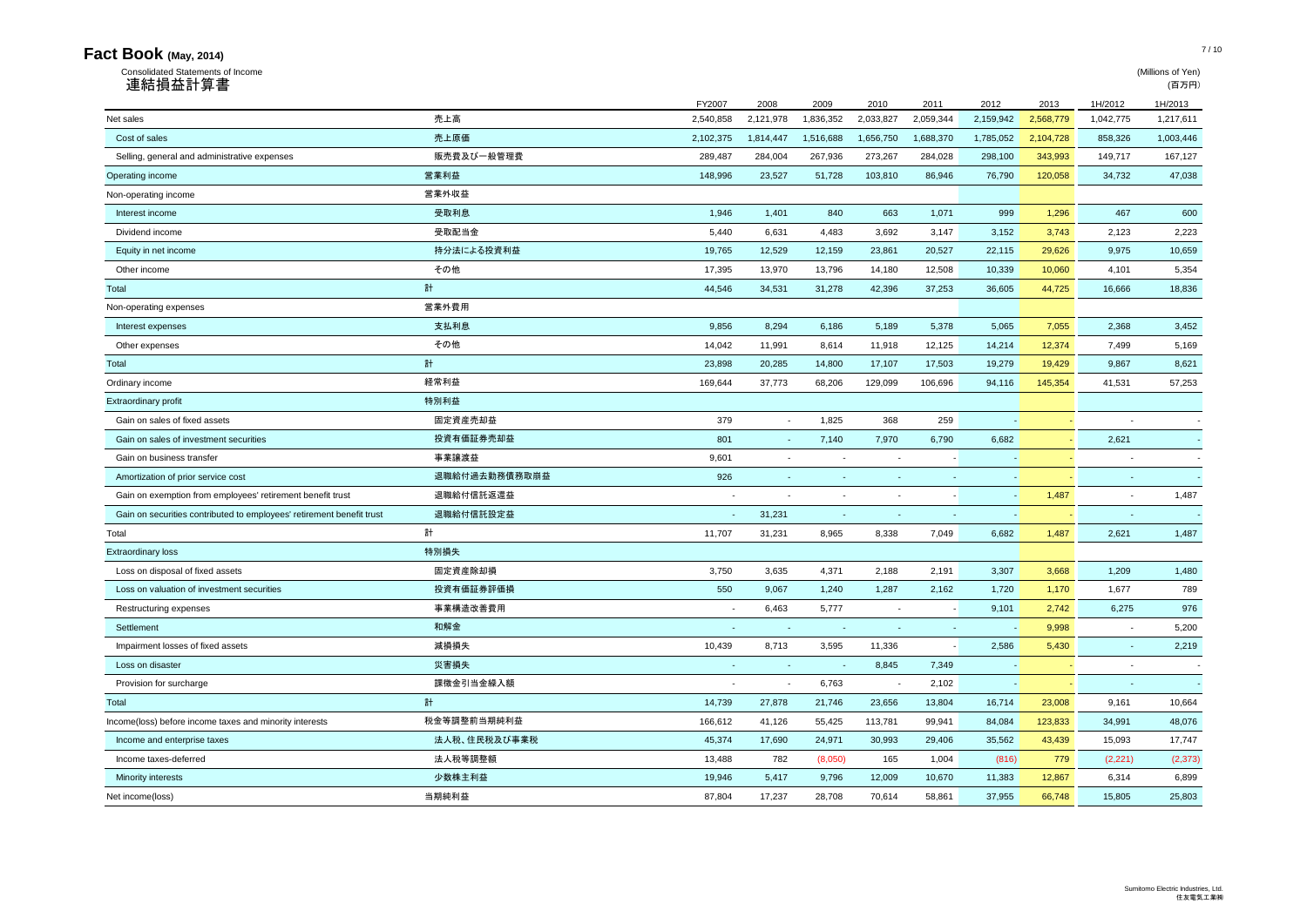# Fact Book (May, 2014)

Consolidated Statements of Income
連結損益計算書

(Millions of Yen)
(百万円)

| | | FY2007 | 2008 | 2009 | 2010 | 2011 | 2012 | 2013 | 1H/2012 | 1H/2013 |
|---|---|---|---|---|---|---|---|---|---|---|
| Net sales | 売上高 | 2,540,858 | 2,121,978 | 1,836,352 | 2,033,827 | 2,059,344 | 2,159,942 | 2,568,779 | 1,042,775 | 1,217,611 |
| Cost of sales | 売上原価 | 2,102,375 | 1,814,447 | 1,516,688 | 1,656,750 | 1,688,370 | 1,785,052 | 2,104,728 | 858,326 | 1,003,446 |
| Selling, general and administrative expenses | 販売費及び一般管理費 | 289,487 | 284,004 | 267,936 | 273,267 | 284,028 | 298,100 | 343,993 | 149,717 | 167,127 |
| Operating income | 営業利益 | 148,996 | 23,527 | 51,728 | 103,810 | 86,946 | 76,790 | 120,058 | 34,732 | 47,038 |
| Non-operating income | 営業外収益 | | | | | | | | | |
| Interest income | 受取利息 | 1,946 | 1,401 | 840 | 663 | 1,071 | 999 | 1,296 | 467 | 600 |
| Dividend income | 受取配当金 | 5,440 | 6,631 | 4,483 | 3,692 | 3,147 | 3,152 | 3,743 | 2,123 | 2,223 |
| Equity in net income | 持分法による投資利益 | 19,765 | 12,529 | 12,159 | 23,861 | 20,527 | 22,115 | 29,626 | 9,975 | 10,659 |
| Other income | その他 | 17,395 | 13,970 | 13,796 | 14,180 | 12,508 | 10,339 | 10,060 | 4,101 | 5,354 |
| Total | 計 | 44,546 | 34,531 | 31,278 | 42,396 | 37,253 | 36,605 | 44,725 | 16,666 | 18,836 |
| Non-operating expenses | 営業外費用 | | | | | | | | | |
| Interest expenses | 支払利息 | 9,856 | 8,294 | 6,186 | 5,189 | 5,378 | 5,065 | 7,055 | 2,368 | 3,452 |
| Other expenses | その他 | 14,042 | 11,991 | 8,614 | 11,918 | 12,125 | 14,214 | 12,374 | 7,499 | 5,169 |
| Total | 計 | 23,898 | 20,285 | 14,800 | 17,107 | 17,503 | 19,279 | 19,429 | 9,867 | 8,621 |
| Ordinary income | 経常利益 | 169,644 | 37,773 | 68,206 | 129,099 | 106,696 | 94,116 | 145,354 | 41,531 | 57,253 |
| Extraordinary profit | 特別利益 | | | | | | | | | |
| Gain on sales of fixed assets | 固定資産売却益 | 379 | - | 1,825 | 368 | 259 | - | - | - | - |
| Gain on sales of investment securities | 投資有価証券売却益 | 801 | - | 7,140 | 7,970 | 6,790 | 6,682 | - | 2,621 | - |
| Gain on business transfer | 事業譲渡益 | 9,601 | - | - | - | - | - | - | - | - |
| Amortization of prior service cost | 退職給付過去勤務債務取崩益 | 926 | - | - | - | - | - | - | - | - |
| Gain on exemption from employees' retirement benefit trust | 退職給付信託返還益 | - | - | - | - | - | - | 1,487 | - | 1,487 |
| Gain on securities contributed to employees' retirement benefit trust | 退職給付信託設定益 | - | 31,231 | - | - | - | - | - | - | - |
| Total | 計 | 11,707 | 31,231 | 8,965 | 8,338 | 7,049 | 6,682 | 1,487 | 2,621 | 1,487 |
| Extraordinary loss | 特別損失 | | | | | | | | | |
| Loss on disposal of fixed assets | 固定資産除却損 | 3,750 | 3,635 | 4,371 | 2,188 | 2,191 | 3,307 | 3,668 | 1,209 | 1,480 |
| Loss on valuation of investment securities | 投資有価証券評価損 | 550 | 9,067 | 1,240 | 1,287 | 2,162 | 1,720 | 1,170 | 1,677 | 789 |
| Restructuring expenses | 事業構造改善費用 | - | 6,463 | 5,777 | - | - | 9,101 | 2,742 | 6,275 | 976 |
| Settlement | 和解金 | - | - | - | - | - | - | 9,998 | - | 5,200 |
| Impairment losses of fixed assets | 減損損失 | 10,439 | 8,713 | 3,595 | 11,336 | - | 2,586 | 5,430 | - | 2,219 |
| Loss on disaster | 災害損失 | - | - | - | 8,845 | 7,349 | - | - | - | - |
| Provision for surcharge | 課徴金引当金繰入額 | - | - | 6,763 | - | 2,102 | - | - | - | - |
| Total | 計 | 14,739 | 27,878 | 21,746 | 23,656 | 13,804 | 16,714 | 23,008 | 9,161 | 10,664 |
| Income(loss) before income taxes and minority interests | 税金等調整前当期純利益 | 166,612 | 41,126 | 55,425 | 113,781 | 99,941 | 84,084 | 123,833 | 34,991 | 48,076 |
| Income and enterprise taxes | 法人税、住民税及び事業税 | 45,374 | 17,690 | 24,971 | 30,993 | 29,406 | 35,562 | 43,439 | 15,093 | 17,747 |
| Income taxes-deferred | 法人税等調整額 | 13,488 | 782 | (8,050) | 165 | 1,004 | (816) | 779 | (2,221) | (2,373) |
| Minority interests | 少数株主利益 | 19,946 | 5,417 | 9,796 | 12,009 | 10,670 | 11,383 | 12,867 | 6,314 | 6,899 |
| Net income(loss) | 当期純利益 | 87,804 | 17,237 | 28,708 | 70,614 | 58,861 | 37,955 | 66,748 | 15,805 | 25,803 |

Sumitomo Electric Industries, Ltd.
住友電気工業㈱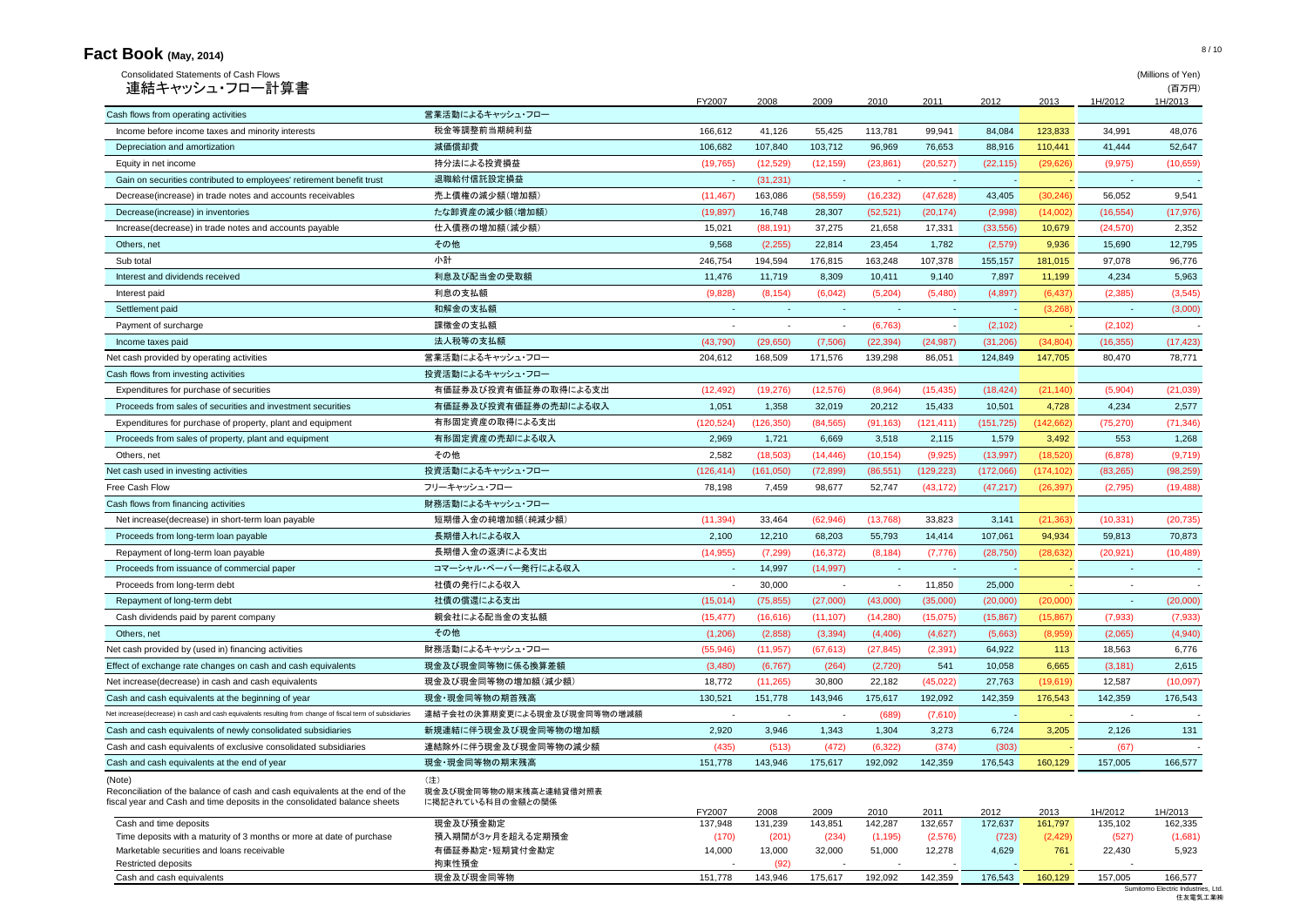# Fact Book (May, 2014)

Consolidated Statements of Cash Flows
連結キャッシュ・フロー計算書

(Millions of Yen)
(百万円)

| | | FY2007 | 2008 | 2009 | 2010 | 2011 | 2012 | 2013 | 1H/2012 | 1H/2013 |
|---|---|---|---|---|---|---|---|---|---|---|
| Cash flows from operating activities | 営業活動によるキャッシュ・フロー | | | | | | | | | |
| Income before income taxes and minority interests | 税金等調整前当期純利益 | 166,612 | 41,126 | 55,425 | 113,781 | 99,941 | 84,084 | 123,833 | 34,991 | 48,076 |
| Depreciation and amortization | 減価償却費 | 106,682 | 107,840 | 103,712 | 96,969 | 76,653 | 88,916 | 110,441 | 41,444 | 52,647 |
| Equity in net income | 持分法による投資損益 | (19,765) | (12,529) | (12,159) | (23,861) | (20,527) | (22,115) | (29,626) | (9,975) | (10,659) |
| Gain on securities contributed to employees' retirement benefit trust | 退職給付信託設定損益 | - | (31,231) | - | - | - | - | - | - | - |
| Decrease(increase) in trade notes and accounts receivables | 売上債権の減少額(増加額) | (11,467) | 163,086 | (58,559) | (16,232) | (47,628) | 43,405 | (30,246) | 56,052 | 9,541 |
| Decrease(increase) in inventories | たな卸資産の減少額(増加額) | (19,897) | 16,748 | 28,307 | (52,521) | (20,174) | (2,998) | (14,002) | (16,554) | (17,976) |
| Increase(decrease) in trade notes and accounts payable | 仕入債務の増加額(減少額) | 15,021 | (88,191) | 37,275 | 21,658 | 17,331 | (33,556) | 10,679 | (24,570) | 2,352 |
| Others, net | その他 | 9,568 | (2,255) | 22,814 | 23,454 | 1,782 | (2,579) | 9,936 | 15,690 | 12,795 |
| Sub total | 小計 | 246,754 | 194,594 | 176,815 | 163,248 | 107,378 | 155,157 | 181,015 | 97,078 | 96,776 |
| Interest and dividends received | 利息及び配当金の受取額 | 11,476 | 11,719 | 8,309 | 10,411 | 9,140 | 7,897 | 11,199 | 4,234 | 5,963 |
| Interest paid | 利息の支払額 | (9,828) | (8,154) | (6,042) | (5,204) | (5,480) | (4,897) | (6,437) | (2,385) | (3,545) |
| Settlement paid | 和解金の支払額 | - | - | - | - | - | - | (3,268) | - | (3,000) |
| Payment of surcharge | 課徴金の支払額 | - | - | - | (6,763) | - | (2,102) | - | (2,102) | - |
| Income taxes paid | 法人税等の支払額 | (43,790) | (29,650) | (7,506) | (22,394) | (24,987) | (31,206) | (34,804) | (16,355) | (17,423) |
| Net cash provided by operating activities | 営業活動によるキャッシュ・フロー | 204,612 | 168,509 | 171,576 | 139,298 | 86,051 | 124,849 | 147,705 | 80,470 | 78,771 |
| Cash flows from investing activities | 投資活動によるキャッシュ・フロー | | | | | | | | | |
| Expenditures for purchase of securities | 有価証券及び投資有価証券の取得による支出 | (12,492) | (19,276) | (12,576) | (8,964) | (15,435) | (18,424) | (21,140) | (5,904) | (21,039) |
| Proceeds from sales of securities and investment securities | 有価証券及び投資有価証券の売却による収入 | 1,051 | 1,358 | 32,019 | 20,212 | 15,433 | 10,501 | 4,728 | 4,234 | 2,577 |
| Expenditures for purchase of property, plant and equipment | 有形固定資産の取得による支出 | (120,524) | (126,350) | (84,565) | (91,163) | (121,411) | (151,725) | (142,662) | (75,270) | (71,346) |
| Proceeds from sales of property, plant and equipment | 有形固定資産の売却による収入 | 2,969 | 1,721 | 6,669 | 3,518 | 2,115 | 1,579 | 3,492 | 553 | 1,268 |
| Others, net | その他 | 2,582 | (18,503) | (14,446) | (10,154) | (9,925) | (13,997) | (18,520) | (6,878) | (9,719) |
| Net cash used in investing activities | 投資活動によるキャッシュ・フロー | (126,414) | (161,050) | (72,899) | (86,551) | (129,223) | (172,066) | (174,102) | (83,265) | (98,259) |
| Free Cash Flow | フリーキャッシュ・フロー | 78,198 | 7,459 | 98,677 | 52,747 | (43,172) | (47,217) | (26,397) | (2,795) | (19,488) |
| Cash flows from financing activities | 財務活動によるキャッシュ・フロー | | | | | | | | | |
| Net increase(decrease) in short-term loan payable | 短期借入金の純増加額(純減少額) | (11,394) | 33,464 | (62,946) | (13,768) | 33,823 | 3,141 | (21,363) | (10,331) | (20,735) |
| Proceeds from long-term loan payable | 長期借入れによる収入 | 2,100 | 12,210 | 68,203 | 55,793 | 14,414 | 107,061 | 94,934 | 59,813 | 70,873 |
| Repayment of long-term loan payable | 長期借入金の返済による支出 | (14,955) | (7,299) | (16,372) | (8,184) | (7,776) | (28,750) | (28,632) | (20,921) | (10,489) |
| Proceeds from issuance of commercial paper | コマーシャル・ペーパー発行による収入 | - | 14,997 | (14,997) | - | - | - | - | - | - |
| Proceeds from long-term debt | 社債の発行による収入 | - | 30,000 | - | - | 11,850 | 25,000 | - | - | - |
| Repayment of long-term debt | 社債の償還による支出 | (15,014) | (75,855) | (27,000) | (43,000) | (35,000) | (20,000) | (20,000) | - | (20,000) |
| Cash dividends paid by parent company | 親会社による配当金の支払額 | (15,477) | (16,616) | (11,107) | (14,280) | (15,075) | (15,867) | (15,867) | (7,933) | (7,933) |
| Others, net | その他 | (1,206) | (2,858) | (3,394) | (4,406) | (4,627) | (5,663) | (8,959) | (2,065) | (4,940) |
| Net cash provided by (used in) financing activities | 財務活動によるキャッシュ・フロー | (55,946) | (11,957) | (67,613) | (27,845) | (2,391) | 64,922 | 113 | 18,563 | 6,776 |
| Effect of exchange rate changes on cash and cash equivalents | 現金及び現金同等物に係る換算差額 | (3,480) | (6,767) | (264) | (2,720) | 541 | 10,058 | 6,665 | (3,181) | 2,615 |
| Net increase(decrease) in cash and cash equivalents | 現金及び現金同等物の増加額(減少額) | 18,772 | (11,265) | 30,800 | 22,182 | (45,022) | 27,763 | (19,619) | 12,587 | (10,097) |
| Cash and cash equivalents at the beginning of year | 現金・現金同等物の期首残高 | 130,521 | 151,778 | 143,946 | 175,617 | 192,092 | 142,359 | 176,543 | 142,359 | 176,543 |
| Net increase(decrease) in cash and cash equivalents resulting from change of fiscal term of subsidiaries | 連結子会社の決算期変更による現金及び現金同等物の増減額 | - | - | - | (689) | (7,610) | - | - | - | - |
| Cash and cash equivalents of newly consolidated subsidiaries | 新規連結に伴う現金及び現金同等物の増加額 | 2,920 | 3,946 | 1,343 | 1,304 | 3,273 | 6,724 | 3,205 | 2,126 | 131 |
| Cash and cash equivalents of exclusive consolidated subsidiaries | 連結除外に伴う現金及び現金同等物の減少額 | (435) | (513) | (472) | (6,322) | (374) | (303) | - | (67) | - |
| Cash and cash equivalents at the end of year | 現金・現金同等物の期末残高 | 151,778 | 143,946 | 175,617 | 192,092 | 142,359 | 176,543 | 160,129 | 157,005 | 166,577 |

(Note)
Reconciliation of the balance of cash and cash equivalents at the end of the fiscal year and Cash and time deposits in the consolidated balance sheets

(注)
現金及び現金同等物の期末残高と連結貸借対照表に掲記されている科目の金額との関係

| | | FY2007 | 2008 | 2009 | 2010 | 2011 | 2012 | 2013 | 1H/2012 | 1H/2013 |
|---|---|---|---|---|---|---|---|---|---|---|
| Cash and time deposits | 現金及び預金勘定 | 137,948 | 131,239 | 143,851 | 142,287 | 132,657 | 172,637 | 161,797 | 135,102 | 162,335 |
| Time deposits with a maturity of 3 months or more at date of purchase | 預入期間が3ヶ月を超える定期預金 | (170) | (201) | (234) | (1,195) | (2,576) | (723) | (2,429) | (527) | (1,681) |
| Marketable securities and loans receivable | 有価証券勘定・短期貸付金勘定 | 14,000 | 13,000 | 32,000 | 51,000 | 12,278 | 4,629 | 761 | 22,430 | 5,923 |
| Restricted deposits | 拘束性預金 | - | (92) | - | - | - | - | - | - | - |
| Cash and cash equivalents | 現金及び現金同等物 | 151,778 | 143,946 | 175,617 | 192,092 | 142,359 | 176,543 | 160,129 | 157,005 | 166,577 |

Sumitomo Electric Industries, Ltd.
住友電気工業㈱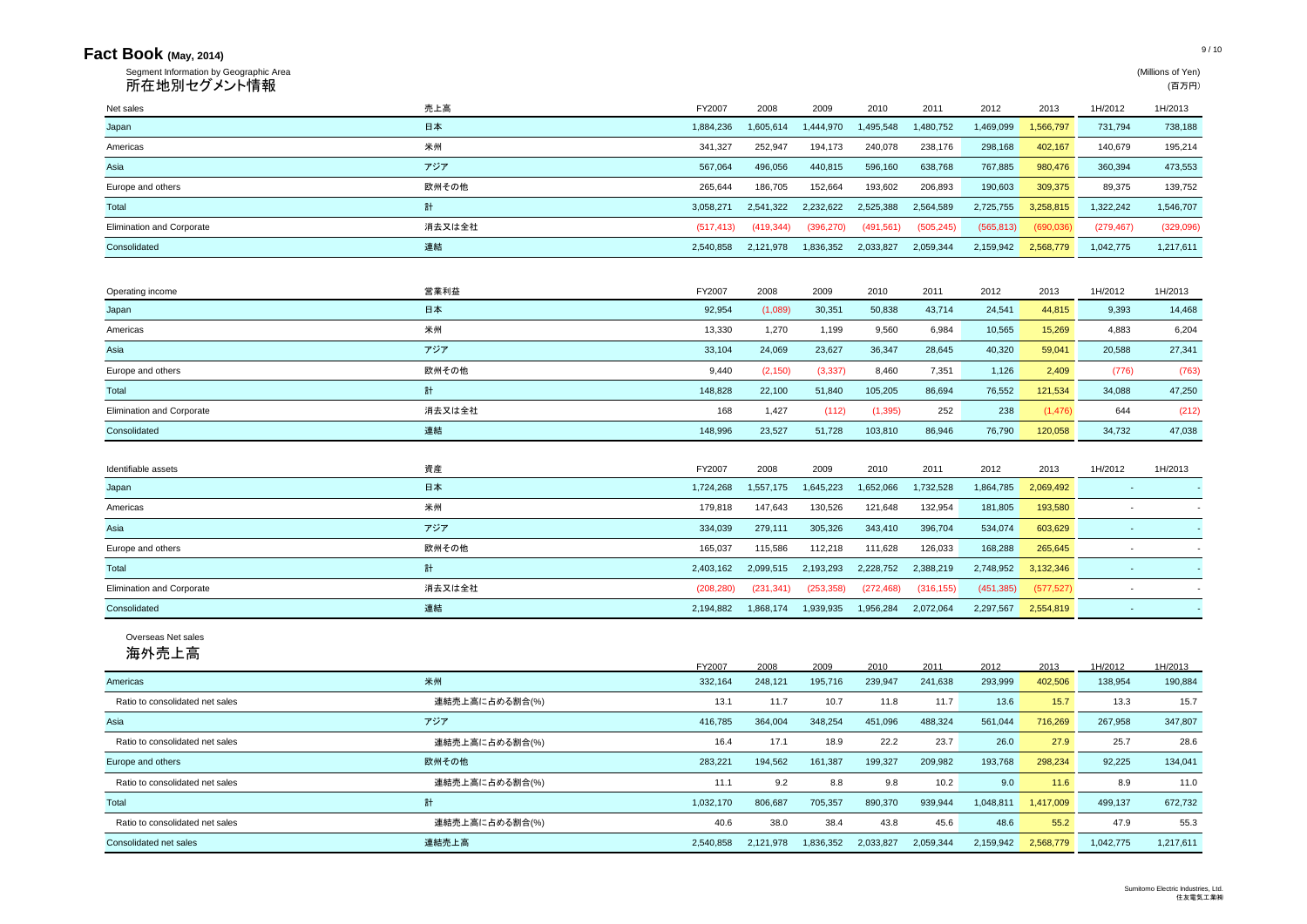# Fact Book (May, 2014)

Segment Information by Geographic Area

## 所在地別セグメント情報

(Millions of Yen)
(百万円)

| Net sales | 売上高 | FY2007 | 2008 | 2009 | 2010 | 2011 | 2012 | 2013 | 1H/2012 | 1H/2013 |
|---|---|---|---|---|---|---|---|---|---|---|
| Japan | 日本 | 1,884,236 | 1,605,614 | 1,444,970 | 1,495,548 | 1,480,752 | 1,469,099 | 1,566,797 | 731,794 | 738,188 |
| Americas | 米州 | 341,327 | 252,947 | 194,173 | 240,078 | 238,176 | 298,168 | 402,167 | 140,679 | 195,214 |
| Asia | アジア | 567,064 | 496,056 | 440,815 | 596,160 | 638,768 | 767,885 | 980,476 | 360,394 | 473,553 |
| Europe and others | 欧州その他 | 265,644 | 186,705 | 152,664 | 193,602 | 206,893 | 190,603 | 309,375 | 89,375 | 139,752 |
| Total | 計 | 3,058,271 | 2,541,322 | 2,232,622 | 2,525,388 | 2,564,589 | 2,725,755 | 3,258,815 | 1,322,242 | 1,546,707 |
| Elimination and Corporate | 消去又は全社 | (517,413) | (419,344) | (396,270) | (491,561) | (505,245) | (565,813) | (690,036) | (279,467) | (329,096) |
| Consolidated | 連結 | 2,540,858 | 2,121,978 | 1,836,352 | 2,033,827 | 2,059,344 | 2,159,942 | 2,568,779 | 1,042,775 | 1,217,611 |

| Operating income | 営業利益 | FY2007 | 2008 | 2009 | 2010 | 2011 | 2012 | 2013 | 1H/2012 | 1H/2013 |
|---|---|---|---|---|---|---|---|---|---|---|
| Japan | 日本 | 92,954 | (1,089) | 30,351 | 50,838 | 43,714 | 24,541 | 44,815 | 9,393 | 14,468 |
| Americas | 米州 | 13,330 | 1,270 | 1,199 | 9,560 | 6,984 | 10,565 | 15,269 | 4,883 | 6,204 |
| Asia | アジア | 33,104 | 24,069 | 23,627 | 36,347 | 28,645 | 40,320 | 59,041 | 20,588 | 27,341 |
| Europe and others | 欧州その他 | 9,440 | (2,150) | (3,337) | 8,460 | 7,351 | 1,126 | 2,409 | (776) | (763) |
| Total | 計 | 148,828 | 22,100 | 51,840 | 105,205 | 86,694 | 76,552 | 121,534 | 34,088 | 47,250 |
| Elimination and Corporate | 消去又は全社 | 168 | 1,427 | (112) | (1,395) | 252 | 238 | (1,476) | 644 | (212) |
| Consolidated | 連結 | 148,996 | 23,527 | 51,728 | 103,810 | 86,946 | 76,790 | 120,058 | 34,732 | 47,038 |

| Identifiable assets | 資産 | FY2007 | 2008 | 2009 | 2010 | 2011 | 2012 | 2013 | 1H/2012 | 1H/2013 |
|---|---|---|---|---|---|---|---|---|---|---|
| Japan | 日本 | 1,724,268 | 1,557,175 | 1,645,223 | 1,652,066 | 1,732,528 | 1,864,785 | 2,069,492 | - | - |
| Americas | 米州 | 179,818 | 147,643 | 130,526 | 121,648 | 132,954 | 181,805 | 193,580 | - | - |
| Asia | アジア | 334,039 | 279,111 | 305,326 | 343,410 | 396,704 | 534,074 | 603,629 | - | - |
| Europe and others | 欧州その他 | 165,037 | 115,586 | 112,218 | 111,628 | 126,033 | 168,288 | 265,645 | - | - |
| Total | 計 | 2,403,162 | 2,099,515 | 2,193,293 | 2,228,752 | 2,388,219 | 2,748,952 | 3,132,346 | - | - |
| Elimination and Corporate | 消去又は全社 | (208,280) | (231,341) | (253,358) | (272,468) | (316,155) | (451,385) | (577,527) | - | - |
| Consolidated | 連結 | 2,194,882 | 1,868,174 | 1,939,935 | 1,956,284 | 2,072,064 | 2,297,567 | 2,554,819 | - | - |

Overseas Net sales

## 海外売上高

| | | FY2007 | 2008 | 2009 | 2010 | 2011 | 2012 | 2013 | 1H/2012 | 1H/2013 |
|---|---|---|---|---|---|---|---|---|---|---|
| Americas | 米州 | 332,164 | 248,121 | 195,716 | 239,947 | 241,638 | 293,999 | 402,506 | 138,954 | 190,884 |
| Ratio to consolidated net sales | 連結売上高に占める割合(%) | 13.1 | 11.7 | 10.7 | 11.8 | 11.7 | 13.6 | 15.7 | 13.3 | 15.7 |
| Asia | アジア | 416,785 | 364,004 | 348,254 | 451,096 | 488,324 | 561,044 | 716,269 | 267,958 | 347,807 |
| Ratio to consolidated net sales | 連結売上高に占める割合(%) | 16.4 | 17.1 | 18.9 | 22.2 | 23.7 | 26.0 | 27.9 | 25.7 | 28.6 |
| Europe and others | 欧州その他 | 283,221 | 194,562 | 161,387 | 199,327 | 209,982 | 193,768 | 298,234 | 92,225 | 134,041 |
| Ratio to consolidated net sales | 連結売上高に占める割合(%) | 11.1 | 9.2 | 8.8 | 9.8 | 10.2 | 9.0 | 11.6 | 8.9 | 11.0 |
| Total | 計 | 1,032,170 | 806,687 | 705,357 | 890,370 | 939,944 | 1,048,811 | 1,417,009 | 499,137 | 672,732 |
| Ratio to consolidated net sales | 連結売上高に占める割合(%) | 40.6 | 38.0 | 38.4 | 43.8 | 45.6 | 48.6 | 55.2 | 47.9 | 55.3 |
| Consolidated net sales | 連結売上高 | 2,540,858 | 2,121,978 | 1,836,352 | 2,033,827 | 2,059,344 | 2,159,942 | 2,568,779 | 1,042,775 | 1,217,611 |

Sumitomo Electric Industries, Ltd.
住友電気工業㈱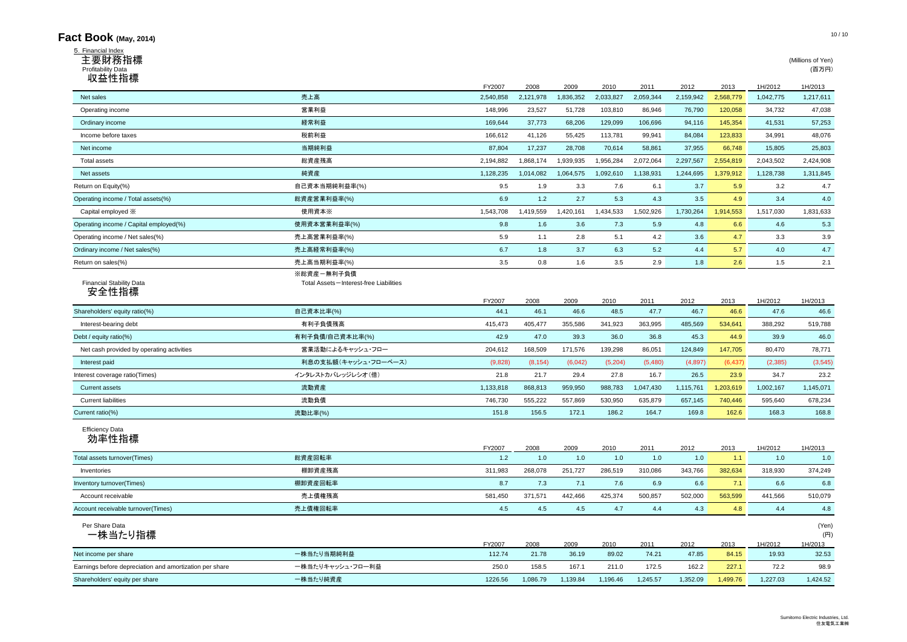# Fact Book (May, 2014)

5. Financial Index

## 主要財務指標

(Millions of Yen)
(百万円)

Profitability Data

### 収益性指標

| | | FY2007 | 2008 | 2009 | 2010 | 2011 | 2012 | 2013 | 1H/2012 | 1H/2013 |
|---|---|---|---|---|---|---|---|---|---|---|
| Net sales | 売上高 | 2,540,858 | 2,121,978 | 1,836,352 | 2,033,827 | 2,059,344 | 2,159,942 | 2,568,779 | 1,042,775 | 1,217,611 |
| Operating income | 営業利益 | 148,996 | 23,527 | 51,728 | 103,810 | 86,946 | 76,790 | 120,058 | 34,732 | 47,038 |
| Ordinary income | 経常利益 | 169,644 | 37,773 | 68,206 | 129,099 | 106,696 | 94,116 | 145,354 | 41,531 | 57,253 |
| Income before taxes | 税前利益 | 166,612 | 41,126 | 55,425 | 113,781 | 99,941 | 84,084 | 123,833 | 34,991 | 48,076 |
| Net income | 当期純利益 | 87,804 | 17,237 | 28,708 | 70,614 | 58,861 | 37,955 | 66,748 | 15,805 | 25,803 |
| Total assets | 総資産残高 | 2,194,882 | 1,868,174 | 1,939,935 | 1,956,284 | 2,072,064 | 2,297,567 | 2,554,819 | 2,043,502 | 2,424,908 |
| Net assets | 純資産 | 1,128,235 | 1,014,082 | 1,064,575 | 1,092,610 | 1,138,931 | 1,244,695 | 1,379,912 | 1,128,738 | 1,311,845 |
| Return on Equity(%) | 自己資本当期純利益率(%) | 9.5 | 1.9 | 3.3 | 7.6 | 6.1 | 3.7 | 5.9 | 3.2 | 4.7 |
| Operating income / Total assets(%) | 総資産営業利益率(%) | 6.9 | 1.2 | 2.7 | 5.3 | 4.3 | 3.5 | 4.9 | 3.4 | 4.0 |
| Capital employed ※ | 使用資本※ | 1,543,708 | 1,419,559 | 1,420,161 | 1,434,533 | 1,502,926 | 1,730,264 | 1,914,553 | 1,517,030 | 1,831,633 |
| Operating income / Capital employed(%) | 使用資本営業利益率(%) | 9.8 | 1.6 | 3.6 | 7.3 | 5.9 | 4.8 | 6.6 | 4.6 | 5.3 |
| Operating income / Net sales(%) | 売上高営業利益率(%) | 5.9 | 1.1 | 2.8 | 5.1 | 4.2 | 3.6 | 4.7 | 3.3 | 3.9 |
| Ordinary income / Net sales(%) | 売上高経常利益率(%) | 6.7 | 1.8 | 3.7 | 6.3 | 5.2 | 4.4 | 5.7 | 4.0 | 4.7 |
| Return on sales(%) | 売上高当期利益率(%) | 3.5 | 0.8 | 1.6 | 3.5 | 2.9 | 1.8 | 2.6 | 1.5 | 2.1 |

※総資産－無利子負債
Total Assets－Interest-free Liabilities

Financial Stability Data

### 安全性指標

| | | FY2007 | 2008 | 2009 | 2010 | 2011 | 2012 | 2013 | 1H/2012 | 1H/2013 |
|---|---|---|---|---|---|---|---|---|---|---|
| Shareholders' equity ratio(%) | 自己資本比率(%) | 44.1 | 46.1 | 46.6 | 48.5 | 47.7 | 46.7 | 46.6 | 47.6 | 46.6 |
| Interest-bearing debt | 有利子負債残高 | 415,473 | 405,477 | 355,586 | 341,923 | 363,995 | 485,569 | 534,641 | 388,292 | 519,788 |
| Debt / equity ratio(%) | 有利子負債/自己資本比率(%) | 42.9 | 47.0 | 39.3 | 36.0 | 36.8 | 45.3 | 44.9 | 39.9 | 46.0 |
| Net cash provided by operating activities | 営業活動によるキャッシュ・フロー | 204,612 | 168,509 | 171,576 | 139,298 | 86,051 | 124,849 | 147,705 | 80,470 | 78,771 |
| Interest paid | 利息の支払額（キャッシュ・フローベース） | (9,828) | (8,154) | (6,042) | (5,204) | (5,480) | (4,897) | (6,437) | (2,385) | (3,545) |
| Interest coverage ratio(Times) | インタレストカバレッジレシオ（倍） | 21.8 | 21.7 | 29.4 | 27.8 | 16.7 | 26.5 | 23.9 | 34.7 | 23.2 |
| Current assets | 流動資産 | 1,133,818 | 868,813 | 959,950 | 988,783 | 1,047,430 | 1,115,761 | 1,203,619 | 1,002,167 | 1,145,071 |
| Current liabilities | 流動負債 | 746,730 | 555,222 | 557,869 | 530,950 | 635,879 | 657,145 | 740,446 | 595,640 | 678,234 |
| Current ratio(%) | 流動比率(%) | 151.8 | 156.5 | 172.1 | 186.2 | 164.7 | 169.8 | 162.6 | 168.3 | 168.8 |

Efficiency Data

### 効率性指標

| | | FY2007 | 2008 | 2009 | 2010 | 2011 | 2012 | 2013 | 1H/2012 | 1H/2013 |
|---|---|---|---|---|---|---|---|---|---|---|
| Total assets turnover(Times) | 総資産回転率 | 1.2 | 1.0 | 1.0 | 1.0 | 1.0 | 1.0 | 1.1 | 1.0 | 1.0 |
| Inventories | 棚卸資産残高 | 311,983 | 268,078 | 251,727 | 286,519 | 310,086 | 343,766 | 382,634 | 318,930 | 374,249 |
| Inventory turnover(Times) | 棚卸資産回転率 | 8.7 | 7.3 | 7.1 | 7.6 | 6.9 | 6.6 | 7.1 | 6.6 | 6.8 |
| Account receivable | 売上債権残高 | 581,450 | 371,571 | 442,466 | 425,374 | 500,857 | 502,000 | 563,599 | 441,566 | 510,079 |
| Account receivable turnover(Times) | 売上債権回転率 | 4.5 | 4.5 | 4.5 | 4.7 | 4.4 | 4.3 | 4.8 | 4.4 | 4.8 |

Per Share Data

### 一株当たり指標

(Yen)
(円)

| | | FY2007 | 2008 | 2009 | 2010 | 2011 | 2012 | 2013 | 1H/2012 | 1H/2013 |
|---|---|---|---|---|---|---|---|---|---|---|
| Net income per share | 一株当たり当期純利益 | 112.74 | 21.78 | 36.19 | 89.02 | 74.21 | 47.85 | 84.15 | 19.93 | 32.53 |
| Earnings before depreciation and amortization per share | 一株当たりキャッシュ・フロー利益 | 250.0 | 158.5 | 167.1 | 211.0 | 172.5 | 162.2 | 227.1 | 72.2 | 98.9 |
| Shareholders' equity per share | 一株当たり純資産 | 1226.56 | 1,086.79 | 1,139.84 | 1,196.46 | 1,245.57 | 1,352.09 | 1,499.76 | 1,227.03 | 1,424.52 |

Sumitomo Electric Industries, Ltd.
住友電気工業㈱